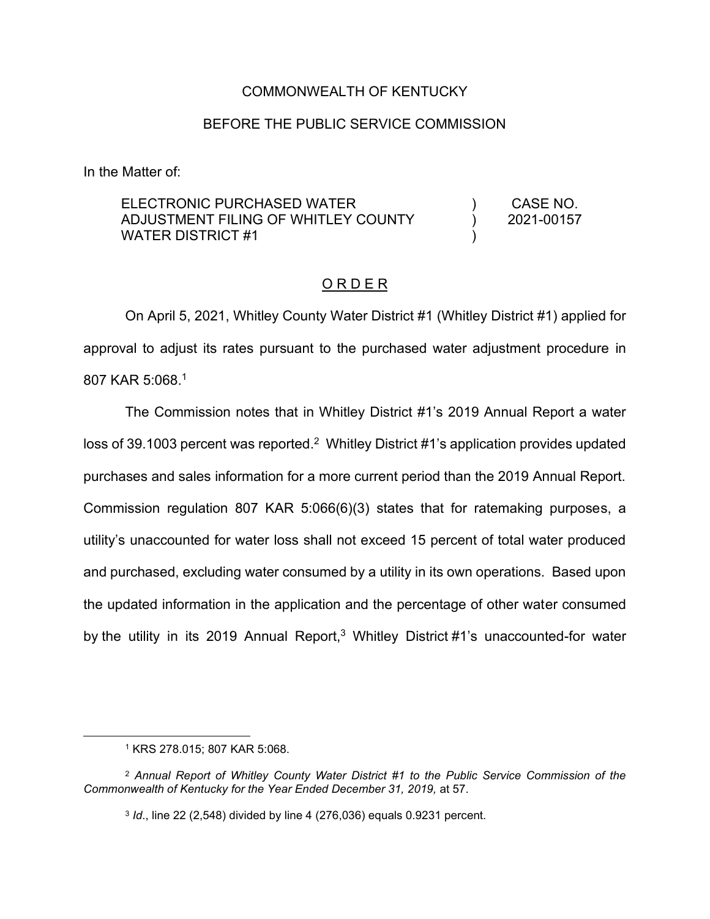COMMONWEALTH OF KENTUCKY

BEFORE THE PUBLIC SERVICE COMMISSION

In the Matter of:

| | | |
|---|---|---|
| ELECTRONIC PURCHASED WATER ADJUSTMENT FILING OF WHITLEY COUNTY WATER DISTRICT #1 | ) ) ) | CASE NO. 2021-00157 |

## O R D E R

On April 5, 2021, Whitley County Water District #1 (Whitley District #1) applied for approval to adjust its rates pursuant to the purchased water adjustment procedure in 807 KAR 5:068.[1]

The Commission notes that in Whitley District #1's 2019 Annual Report a water loss of 39.1003 percent was reported.[2] Whitley District #1's application provides updated purchases and sales information for a more current period than the 2019 Annual Report. Commission regulation 807 KAR 5:066(6)(3) states that for ratemaking purposes, a utility's unaccounted for water loss shall not exceed 15 percent of total water produced and purchased, excluding water consumed by a utility in its own operations. Based upon the updated information in the application and the percentage of other water consumed by the utility in its 2019 Annual Report,[3] Whitley District #1's unaccounted-for water

---

[1] KRS 278.015; 807 KAR 5:068.

[2] *Annual Report of Whitley County Water District #1 to the Public Service Commission of the Commonwealth of Kentucky for the Year Ended December 31, 2019,* at 57.

[3] *Id*., line 22 (2,548) divided by line 4 (276,036) equals 0.9231 percent.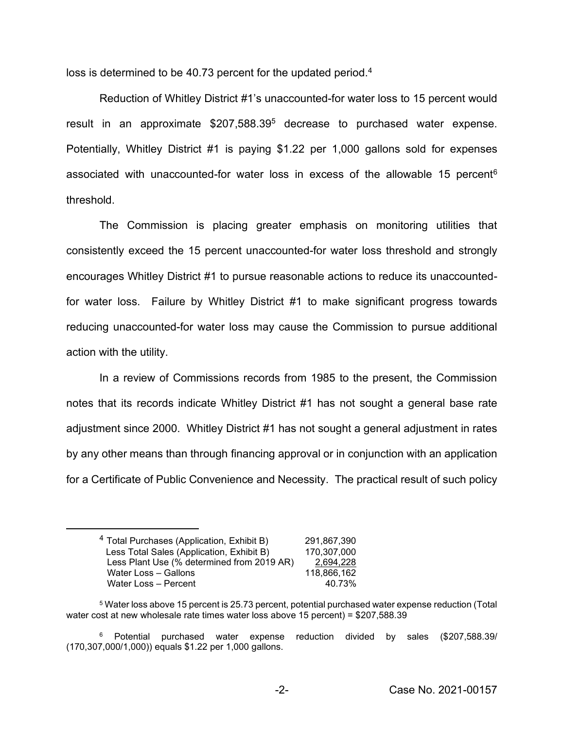loss is determined to be 40.73 percent for the updated period.[4]

Reduction of Whitley District #1's unaccounted-for water loss to 15 percent would result in an approximate $207,588.39[5] decrease to purchased water expense. Potentially, Whitley District #1 is paying $1.22 per 1,000 gallons sold for expenses associated with unaccounted-for water loss in excess of the allowable 15 percent[6] threshold.

The Commission is placing greater emphasis on monitoring utilities that consistently exceed the 15 percent unaccounted-for water loss threshold and strongly encourages Whitley District #1 to pursue reasonable actions to reduce its unaccounted-for water loss. Failure by Whitley District #1 to make significant progress towards reducing unaccounted-for water loss may cause the Commission to pursue additional action with the utility.

In a review of Commissions records from 1985 to the present, the Commission notes that its records indicate Whitley District #1 has not sought a general base rate adjustment since 2000. Whitley District #1 has not sought a general adjustment in rates by any other means than through financing approval or in conjunction with an application for a Certificate of Public Convenience and Necessity. The practical result of such policy

---

[4]

| | |
|---|---:|
| Total Purchases (Application, Exhibit B) | 291,867,390 |
| Less Total Sales (Application, Exhibit B) | 170,307,000 |
| Less Plant Use (% determined from 2019 AR) | 2,694,228 |
| Water Loss – Gallons | 118,866,162 |
| Water Loss – Percent | 40.73% |

[5] Water loss above 15 percent is 25.73 percent, potential purchased water expense reduction (Total water cost at new wholesale rate times water loss above 15 percent) = $207,588.39

[6] Potential purchased water expense reduction divided by sales ($207,588.39/(170,307,000/1,000)) equals $1.22 per 1,000 gallons.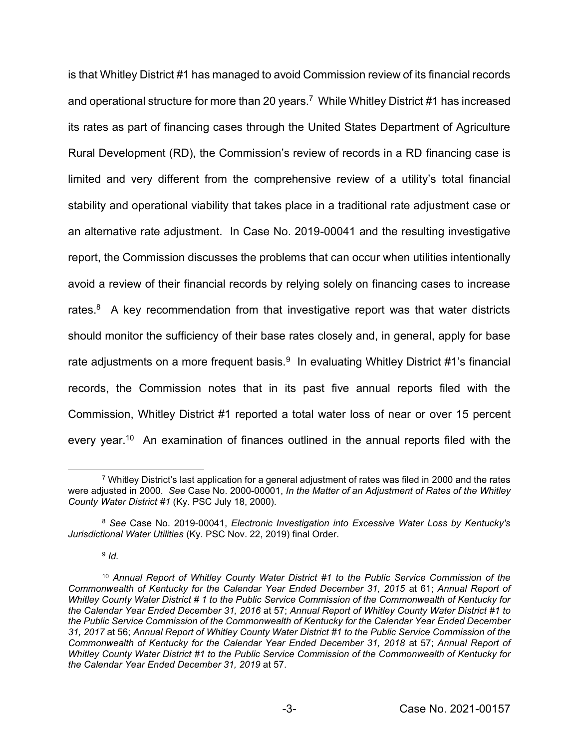is that Whitley District #1 has managed to avoid Commission review of its financial records and operational structure for more than 20 years.[7] While Whitley District #1 has increased its rates as part of financing cases through the United States Department of Agriculture Rural Development (RD), the Commission's review of records in a RD financing case is limited and very different from the comprehensive review of a utility's total financial stability and operational viability that takes place in a traditional rate adjustment case or an alternative rate adjustment. In Case No. 2019-00041 and the resulting investigative report, the Commission discusses the problems that can occur when utilities intentionally avoid a review of their financial records by relying solely on financing cases to increase rates.[8] A key recommendation from that investigative report was that water districts should monitor the sufficiency of their base rates closely and, in general, apply for base rate adjustments on a more frequent basis.[9] In evaluating Whitley District #1's financial records, the Commission notes that in its past five annual reports filed with the Commission, Whitley District #1 reported a total water loss of near or over 15 percent every year.[10] An examination of finances outlined in the annual reports filed with the

---

[7] Whitley District's last application for a general adjustment of rates was filed in 2000 and the rates were adjusted in 2000. *See* Case No. 2000-00001, *In the Matter of an Adjustment of Rates of the Whitley County Water District #1* (Ky. PSC July 18, 2000).

[8] *See* Case No. 2019-00041, *Electronic Investigation into Excessive Water Loss by Kentucky's Jurisdictional Water Utilities* (Ky. PSC Nov. 22, 2019) final Order.

[9] *Id.*

[10] *Annual Report of Whitley County Water District #1 to the Public Service Commission of the Commonwealth of Kentucky for the Calendar Year Ended December 31, 2015* at 61; *Annual Report of Whitley County Water District # 1 to the Public Service Commission of the Commonwealth of Kentucky for the Calendar Year Ended December 31, 2016* at 57; *Annual Report of Whitley County Water District #1 to the Public Service Commission of the Commonwealth of Kentucky for the Calendar Year Ended December 31, 2017* at 56; *Annual Report of Whitley County Water District #1 to the Public Service Commission of the Commonwealth of Kentucky for the Calendar Year Ended December 31, 2018* at 57; *Annual Report of Whitley County Water District #1 to the Public Service Commission of the Commonwealth of Kentucky for the Calendar Year Ended December 31, 2019* at 57.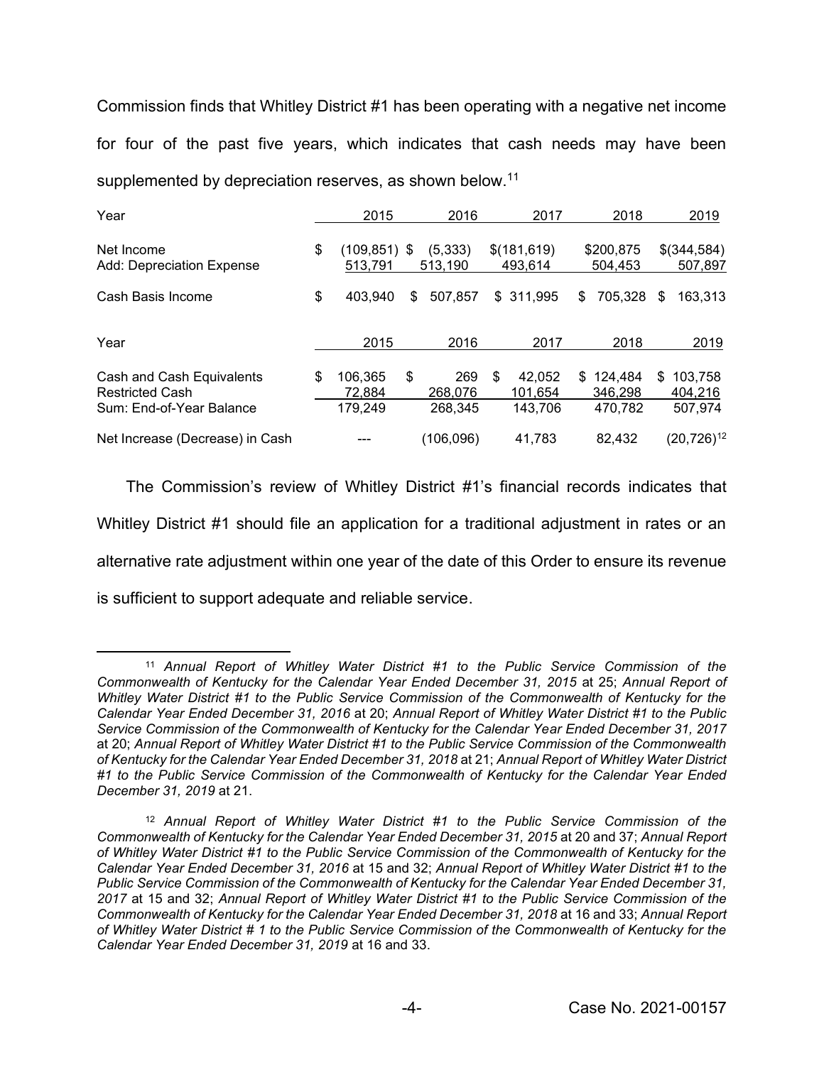Commission finds that Whitley District #1 has been operating with a negative net income for four of the past five years, which indicates that cash needs may have been supplemented by depreciation reserves, as shown below.[11]

| Year | 2015 | 2016 | 2017 | 2018 | 2019 |
|---|---|---|---|---|---|
| Net Income | $ (109,851) | $ (5,333) | $(181,619) | $200,875 | $(344,584) |
| Add: Depreciation Expense | 513,791 | 513,190 | 493,614 | 504,453 | 507,897 |
| Cash Basis Income | $ 403,940 | $ 507,857 | $ 311,995 | $ 705,328 | $ 163,313 |

| Year | 2015 | 2016 | 2017 | 2018 | 2019 |
|---|---|---|---|---|---|
| Cash and Cash Equivalents | $ 106,365 | $ 269 | $ 42,052 | $ 124,484 | $ 103,758 |
| Restricted Cash | 72,884 | 268,076 | 101,654 | 346,298 | 404,216 |
| Sum: End-of-Year Balance | 179,249 | 268,345 | 143,706 | 470,782 | 507,974 |
| Net Increase (Decrease) in Cash | --- | (106,096) | 41,783 | 82,432 | (20,726)[12] |

The Commission's review of Whitley District #1's financial records indicates that Whitley District #1 should file an application for a traditional adjustment in rates or an alternative rate adjustment within one year of the date of this Order to ensure its revenue is sufficient to support adequate and reliable service.

---

[11] *Annual Report of Whitley Water District #1 to the Public Service Commission of the Commonwealth of Kentucky for the Calendar Year Ended December 31, 2015* at 25; *Annual Report of Whitley Water District #1 to the Public Service Commission of the Commonwealth of Kentucky for the Calendar Year Ended December 31, 2016* at 20; *Annual Report of Whitley Water District #1 to the Public Service Commission of the Commonwealth of Kentucky for the Calendar Year Ended December 31, 2017* at 20; *Annual Report of Whitley Water District #1 to the Public Service Commission of the Commonwealth of Kentucky for the Calendar Year Ended December 31, 2018* at 21; *Annual Report of Whitley Water District #1 to the Public Service Commission of the Commonwealth of Kentucky for the Calendar Year Ended December 31, 2019* at 21.

[12] *Annual Report of Whitley Water District #1 to the Public Service Commission of the Commonwealth of Kentucky for the Calendar Year Ended December 31, 2015* at 20 and 37; *Annual Report of Whitley Water District #1 to the Public Service Commission of the Commonwealth of Kentucky for the Calendar Year Ended December 31, 2016* at 15 and 32; *Annual Report of Whitley Water District #1 to the Public Service Commission of the Commonwealth of Kentucky for the Calendar Year Ended December 31, 2017* at 15 and 32; *Annual Report of Whitley Water District #1 to the Public Service Commission of the Commonwealth of Kentucky for the Calendar Year Ended December 31, 2018* at 16 and 33; *Annual Report of Whitley Water District # 1 to the Public Service Commission of the Commonwealth of Kentucky for the Calendar Year Ended December 31, 2019* at 16 and 33.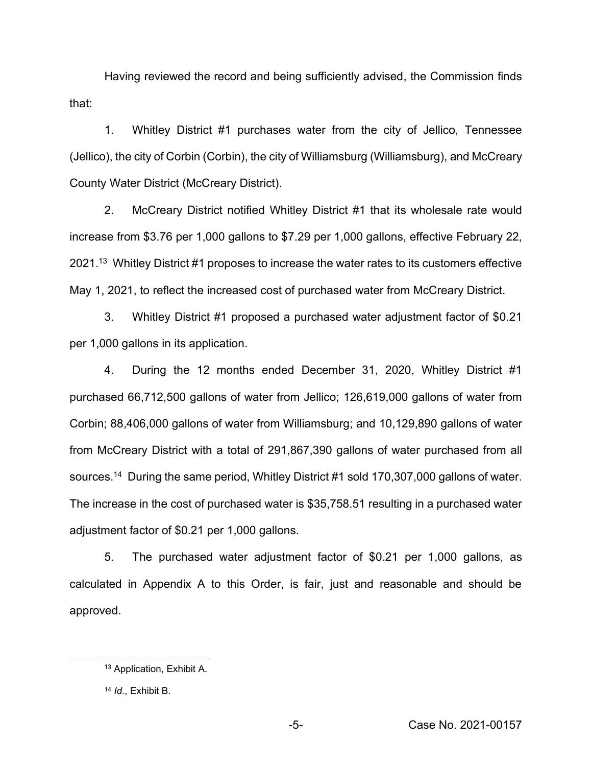Having reviewed the record and being sufficiently advised, the Commission finds that:

1. Whitley District #1 purchases water from the city of Jellico, Tennessee (Jellico), the city of Corbin (Corbin), the city of Williamsburg (Williamsburg), and McCreary County Water District (McCreary District).

2. McCreary District notified Whitley District #1 that its wholesale rate would increase from $3.76 per 1,000 gallons to $7.29 per 1,000 gallons, effective February 22, 2021.[13] Whitley District #1 proposes to increase the water rates to its customers effective May 1, 2021, to reflect the increased cost of purchased water from McCreary District.

3. Whitley District #1 proposed a purchased water adjustment factor of $0.21 per 1,000 gallons in its application.

4. During the 12 months ended December 31, 2020, Whitley District #1 purchased 66,712,500 gallons of water from Jellico; 126,619,000 gallons of water from Corbin; 88,406,000 gallons of water from Williamsburg; and 10,129,890 gallons of water from McCreary District with a total of 291,867,390 gallons of water purchased from all sources.[14] During the same period, Whitley District #1 sold 170,307,000 gallons of water. The increase in the cost of purchased water is $35,758.51 resulting in a purchased water adjustment factor of $0.21 per 1,000 gallons.

5. The purchased water adjustment factor of $0.21 per 1,000 gallons, as calculated in Appendix A to this Order, is fair, just and reasonable and should be approved.

---

[13] Application, Exhibit A.

[14] *Id.*, Exhibit B.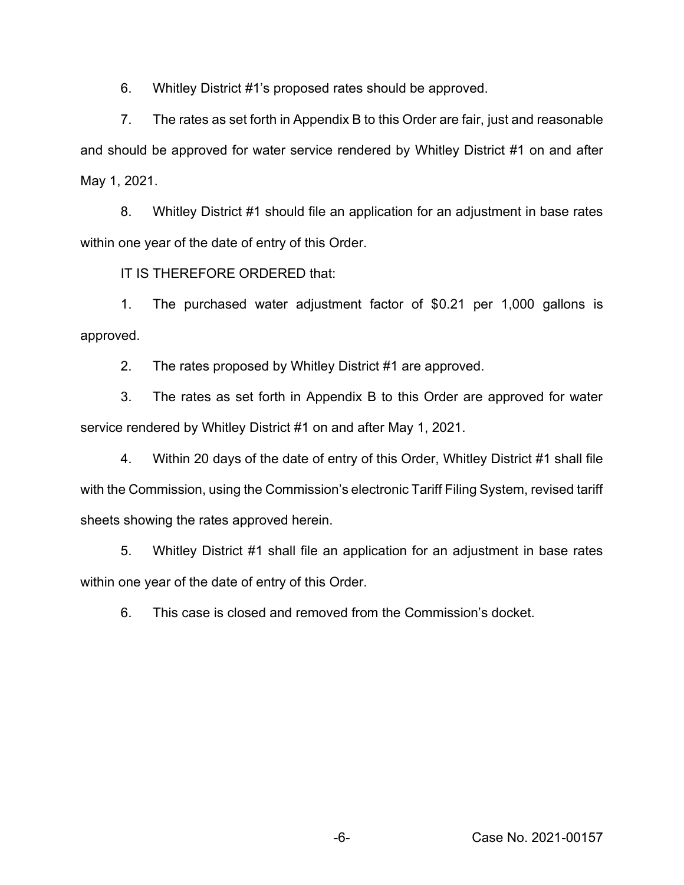6. Whitley District #1's proposed rates should be approved.

7. The rates as set forth in Appendix B to this Order are fair, just and reasonable and should be approved for water service rendered by Whitley District #1 on and after May 1, 2021.

8. Whitley District #1 should file an application for an adjustment in base rates within one year of the date of entry of this Order.

IT IS THEREFORE ORDERED that:

1. The purchased water adjustment factor of $0.21 per 1,000 gallons is approved.

2. The rates proposed by Whitley District #1 are approved.

3. The rates as set forth in Appendix B to this Order are approved for water service rendered by Whitley District #1 on and after May 1, 2021.

4. Within 20 days of the date of entry of this Order, Whitley District #1 shall file with the Commission, using the Commission's electronic Tariff Filing System, revised tariff sheets showing the rates approved herein.

5. Whitley District #1 shall file an application for an adjustment in base rates within one year of the date of entry of this Order.

6. This case is closed and removed from the Commission's docket.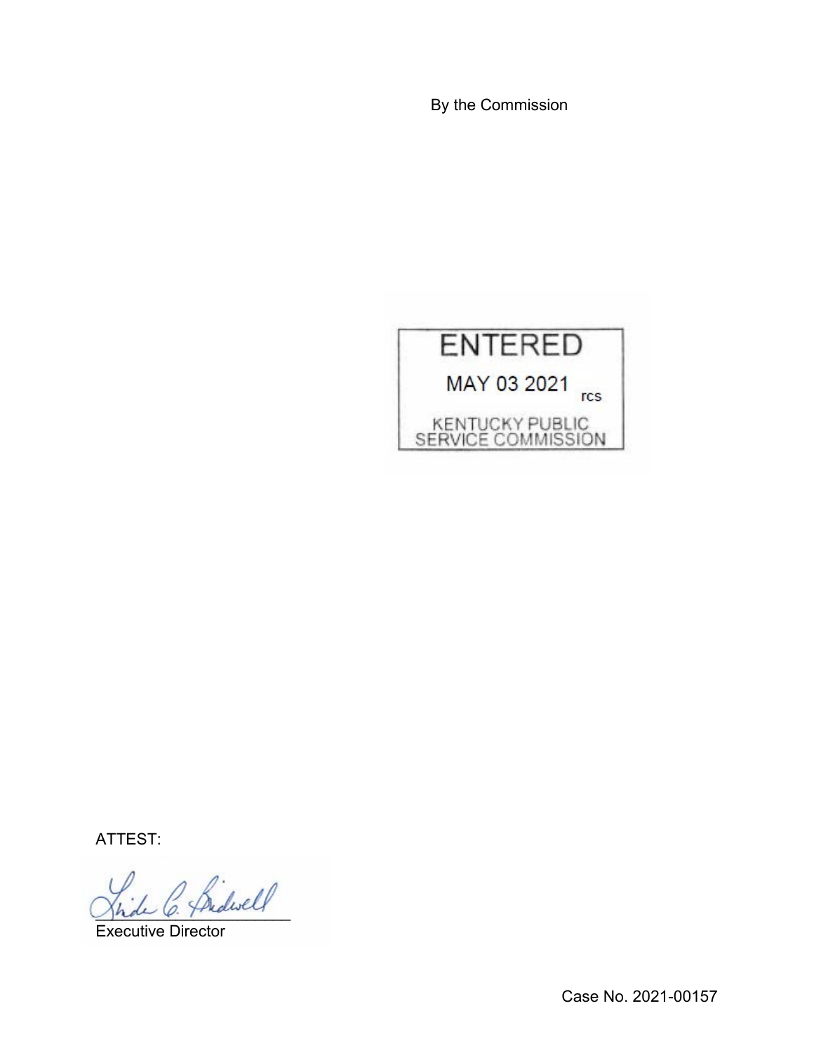By the Commission

ENTERED

MAY 03 2021 rcs

KENTUCKY PUBLIC SERVICE COMMISSION

ATTEST:

Executive Director

Case No. 2021-00157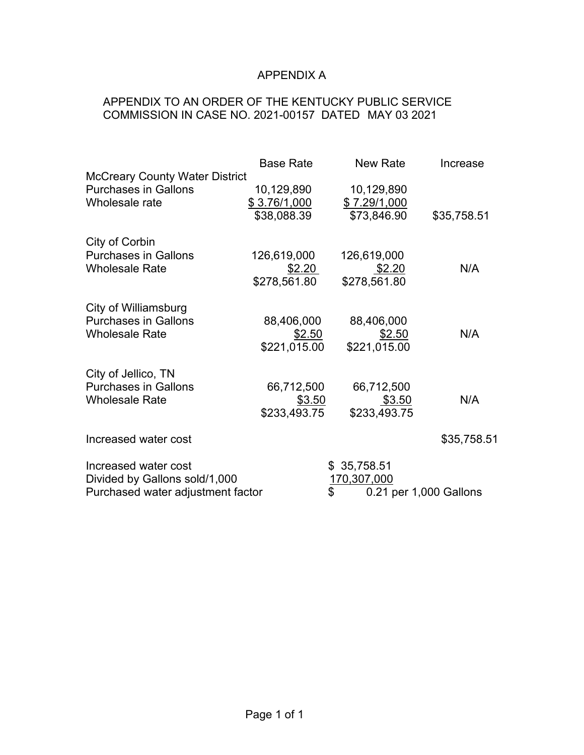# APPENDIX A

APPENDIX TO AN ORDER OF THE KENTUCKY PUBLIC SERVICE COMMISSION IN CASE NO. 2021-00157 DATED MAY 03 2021

| | Base Rate | New Rate | Increase |
|---|---|---|---|
| McCreary County Water District | | | |
| Purchases in Gallons | 10,129,890 | 10,129,890 | |
| Wholesale rate | $ 3.76/1,000 | $ 7.29/1,000 | |
| | $38,088.39 | $73,846.90 | $35,758.51 |
| | | | |
| City of Corbin | | | |
| Purchases in Gallons | 126,619,000 | 126,619,000 | |
| Wholesale Rate | $2.20 | $2.20 | N/A |
| | $278,561.80 | $278,561.80 | |
| | | | |
| City of Williamsburg | | | |
| Purchases in Gallons | 88,406,000 | 88,406,000 | |
| Wholesale Rate | $2.50 | $2.50 | N/A |
| | $221,015.00 | $221,015.00 | |
| | | | |
| City of Jellico, TN | | | |
| Purchases in Gallons | 66,712,500 | 66,712,500 | |
| Wholesale Rate | $3.50 | $3.50 | N/A |
| | $233,493.75 | $233,493.75 | |
| | | | |
| Increased water cost | | | $35,758.51 |

| | |
|---|---|
| Increased water cost | $ 35,758.51 |
| Divided by Gallons sold/1,000 | 170,307,000 |
| Purchased water adjustment factor | $ 0.21 per 1,000 Gallons |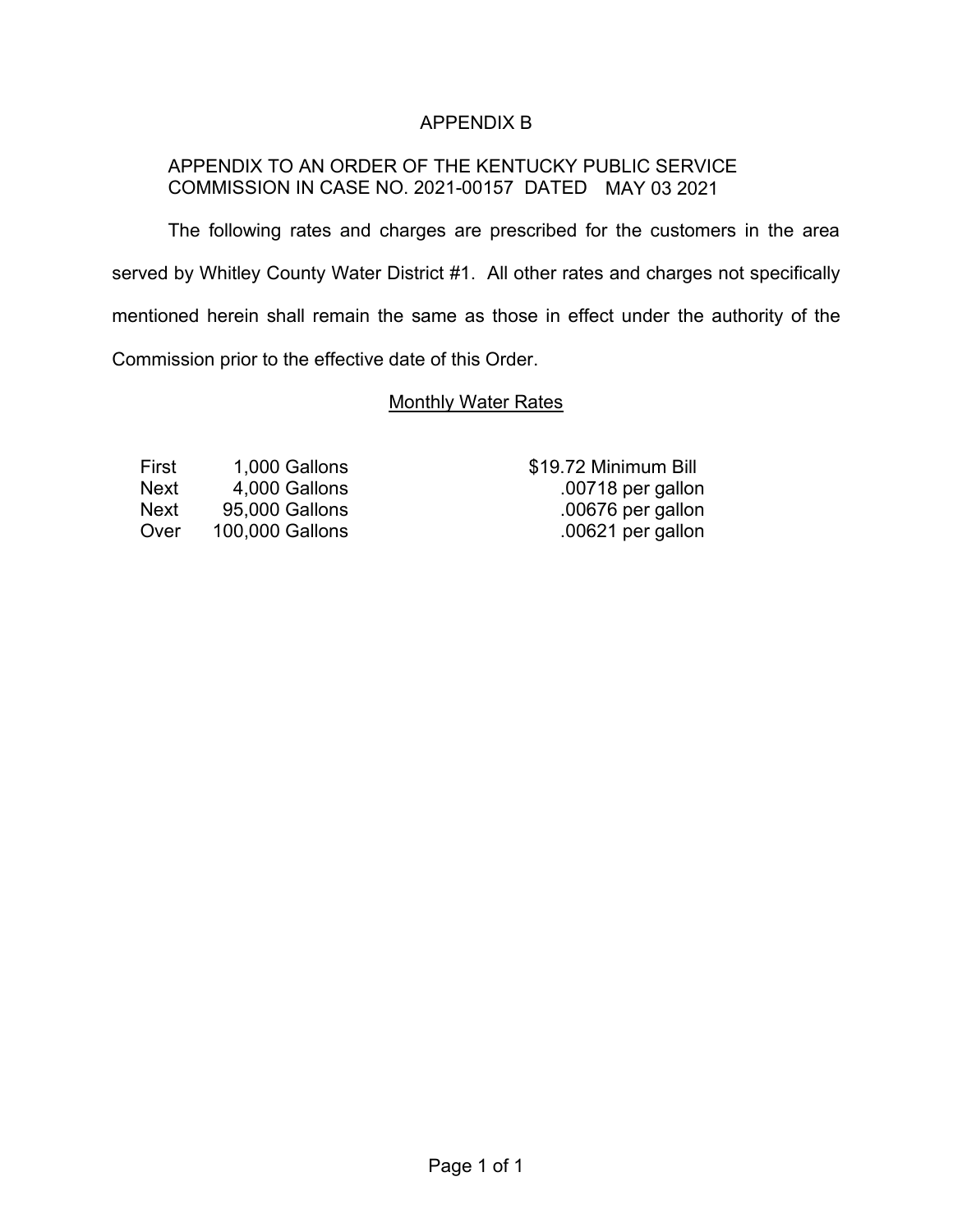# APPENDIX B

APPENDIX TO AN ORDER OF THE KENTUCKY PUBLIC SERVICE COMMISSION IN CASE NO. 2021-00157 DATED MAY 03 2021

The following rates and charges are prescribed for the customers in the area served by Whitley County Water District #1. All other rates and charges not specifically mentioned herein shall remain the same as those in effect under the authority of the Commission prior to the effective date of this Order.

## Monthly Water Rates

| | | |
|---|---|---|
| First | 1,000 Gallons | \$19.72 Minimum Bill |
| Next | 4,000 Gallons | .00718 per gallon |
| Next | 95,000 Gallons | .00676 per gallon |
| Over | 100,000 Gallons | .00621 per gallon |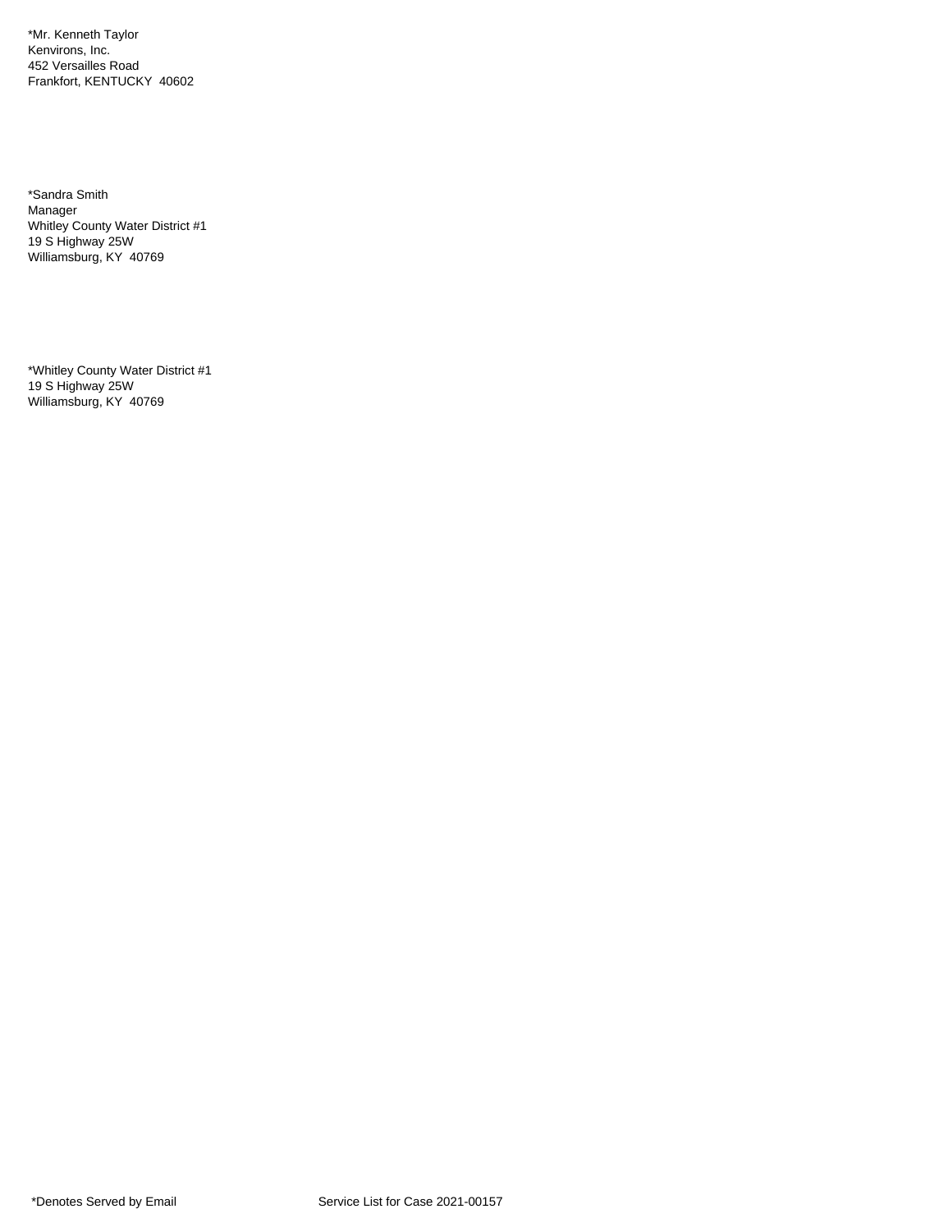*Mr. Kenneth Taylor
Kenvirons, Inc.
452 Versailles Road
Frankfort, KENTUCKY  40602

*Sandra Smith
Manager
Whitley County Water District #1
19 S Highway 25W
Williamsburg, KY  40769

*Whitley County Water District #1
19 S Highway 25W
Williamsburg, KY  40769

*Denotes Served by Email

Service List for Case 2021-00157